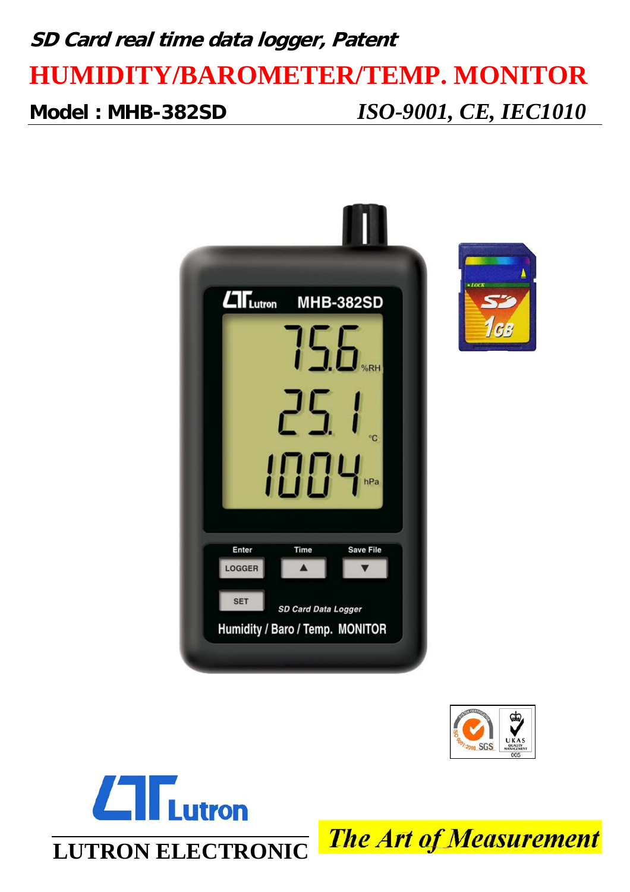***SD Card real time data logger, Patent***

# HUMIDITY/BAROMETER/TEMP. MONITOR

**Model : MHB-382SD** *ISO-9001, CE, IEC1010*

**LUTRON ELECTRONIC**

*The Art of Measurement*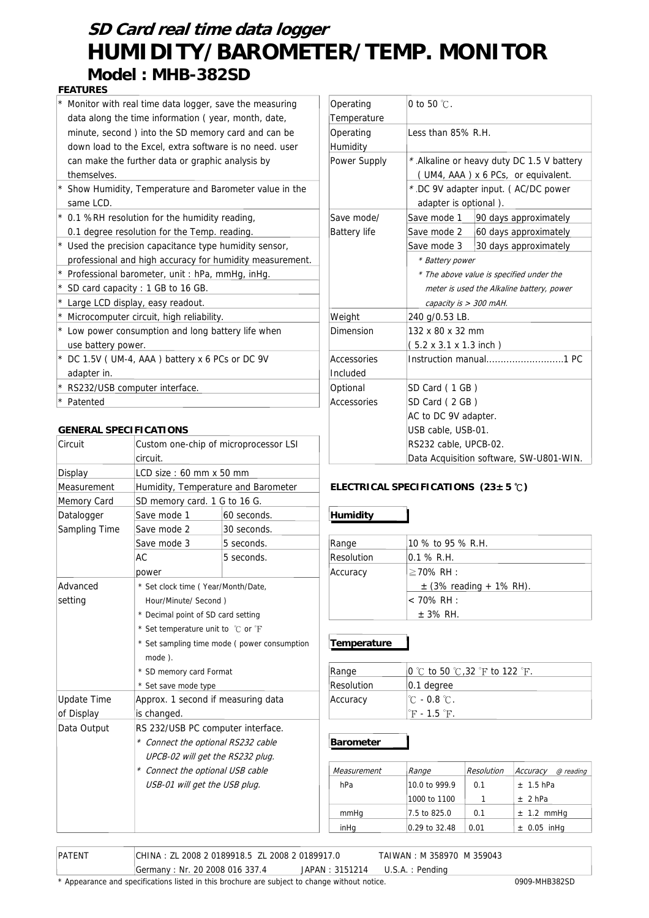## *SD Card real time data logger*

# HUMIDITY/BAROMETER/TEMP. MONITOR

## Model : MHB-382SD

### FEATURES

* Monitor with real time data logger, save the measuring data along the time information ( year, month, date, minute, second ) into the SD memory card and can be down load to the Excel, extra software is no need. user can make the further data or graphic analysis by themselves.
* Show Humidity, Temperature and Barometer value in the same LCD.
* 0.1 %RH resolution for the humidity reading, 0.1 degree resolution for the Temp. reading.
* Used the precision capacitance type humidity sensor, professional and high accuracy for humidity measurement.
* Professional barometer, unit : hPa, mmHg, inHg.
* SD card capacity : 1 GB to 16 GB.
* Large LCD display, easy readout.
* Microcomputer circuit, high reliability.
* Low power consumption and long battery life when use battery power.
* DC 1.5V ( UM-4, AAA ) battery x 6 PCs or DC 9V adapter in.
* RS232/USB computer interface.
* Patented

### GENERAL SPECIFICATIONS

| | | |
|---|---|---|
| Circuit | Custom one-chip of microprocessor LSI circuit. | |
| Display | LCD size : 60 mm x 50 mm | |
| Measurement | Humidity, Temperature and Barometer | |
| Memory Card | SD memory card. 1 G to 16 G. | |
| Datalogger Sampling Time | Save mode 1 | 60 seconds. |
| | Save mode 2 | 30 seconds. |
| | Save mode 3 | 5 seconds. |
| | AC power | 5 seconds. |
| Advanced setting | * Set clock time ( Year/Month/Date, Hour/Minute/ Second )<br>* Decimal point of SD card setting<br>* Set temperature unit to ℃ or ℉<br>* Set sampling time mode ( power consumption mode ).<br>* SD memory card Format<br>* Set save mode type | |
| Update Time of Display | Approx. 1 second if measuring data is changed. | |
| Data Output | RS 232/USB PC computer interface.<br>*\* Connect the optional RS232 cable UPCB-02 will get the RS232 plug.*<br>*\* Connect the optional USB cable USB-01 will get the USB plug.* | |

| | | |
|---|---|---|
| Operating Temperature | 0 to 50 ℃. | |
| Operating Humidity | Less than 85% R.H. | |
| Power Supply | *.Alkaline or heavy duty DC 1.5 V battery ( UM4, AAA ) x 6 PCs, or equivalent.<br>*.DC 9V adapter input. ( AC/DC power adapter is optional ). | |
| Save mode/ Battery life | Save mode 1 | 90 days approximately |
| | Save mode 2 | 60 days approximately |
| | Save mode 3 | 30 days approximately |
| | *\* Battery power*<br>*\* The above value is specified under the meter is used the Alkaline battery, power capacity is > 300 mAH.* | |
| Weight | 240 g/0.53 LB. | |
| Dimension | 132 x 80 x 32 mm<br>( 5.2 x 3.1 x 1.3 inch ) | |
| Accessories Included | Instruction manual...........................1 PC | |
| Optional Accessories | SD Card ( 1 GB )<br>SD Card ( 2 GB )<br>AC to DC 9V adapter.<br>USB cable, USB-01.<br>RS232 cable, UPCB-02.<br>Data Acquisition software, SW-U801-WIN. | |

### ELECTRICAL SPECIFICATIONS (23± 5 ℃)

**Humidity**

| | |
|---|---|
| Range | 10 % to 95 % R.H. |
| Resolution | 0.1 % R.H. |
| Accuracy | ≧70% RH :<br>± (3% reading + 1% RH).<br>< 70% RH :<br>± 3% RH. |

**Temperature**

| | |
|---|---|
| Range | 0 ℃ to 50 ℃,32 ℉ to 122 ℉. |
| Resolution | 0.1 degree |
| Accuracy | ℃ - 0.8 ℃.<br>℉ - 1.5 ℉. |

**Barometer**

| *Measurement* | *Range* | *Resolution* | *Accuracy @ reading* |
|---|---|---|---|
| hPa | 10.0 to 999.9 | 0.1 | ± 1.5 hPa |
| | 1000 to 1100 | 1 | ± 2 hPa |
| mmHg | 7.5 to 825.0 | 0.1 | ± 1.2 mmHg |
| inHg | 0.29 to 32.48 | 0.01 | ± 0.05 inHg |

| | |
|---|---|
| PATENT | CHINA : ZL 2008 2 0189918.5 ZL 2008 2 0189917.0 TAIWAN : M 358970 M 359043<br>Germany : Nr. 20 2008 016 337.4 JAPAN : 3151214 U.S.A. : Pending |

* Appearance and specifications listed in this brochure are subject to change without notice.

0909-MHB382SD